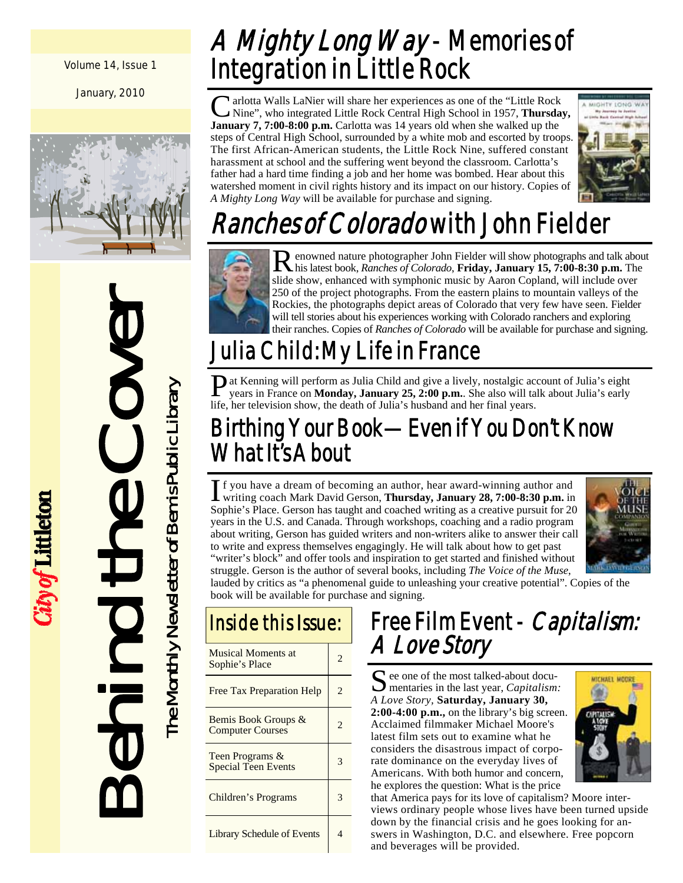Volume 14, Issue 1

January, 2010

# Behind the Cover

The Monthly Newsletter of Bemis Public Library

City of Littleton

## *A Mighty Long Way* - Memories of Integration in Little Rock

Carlotta Walls LaNier will share her experiences as one of the "Little Rock Nine", who integrated Little Rock Central High School in 1957, **Thursday, January 7, 7:00-8:00 p.m.** Carlotta was 14 years old when she walked up the steps of Central High School, surrounded by a white mob and escorted by troops. The first African-American students, the Little Rock Nine, suffered constant harassment at school and the suffering went beyond the classroom. Carlotta's father had a hard time finding a job and her home was bombed. Hear about this watershed moment in civil rights history and its impact on our history. Copies of *A Mighty Long Way* will be available for purchase and signing.

## *Ranches of Colorado* with John Fielder

Renowned nature photographer John Fielder will show photographs and talk about his latest book, *Ranches of Colorado*, **Friday, January 15, 7:00-8:30 p.m.** The slide show, enhanced with symphonic music by Aaron Copland, will include over 250 of the project photographs. From the eastern plains to mountain valleys of the Rockies, the photographs depict areas of Colorado that very few have seen. Fielder will tell stories about his experiences working with Colorado ranchers and exploring their ranches. Copies of *Ranches of Colorado* will be available for purchase and signing.

## Julia Child: My Life in France

Pat Kenning will perform as Julia Child and give a lively, nostalgic account of Julia's eight years in France on **Monday, January 25, 2:00 p.m.**. She also will talk about Julia's early life, her television show, the death of Julia's husband and her final years.

## Birthing Your Book—Even if You Don't Know What It's About

If you have a dream of becoming an author, hear award-winning author and writing coach Mark David Gerson, **Thursday, January 28, 7:00-8:30 p.m.** in Sophie's Place. Gerson has taught and coached writing as a creative pursuit for 20 years in the U.S. and Canada. Through workshops, coaching and a radio program about writing, Gerson has guided writers and non-writers alike to answer their call to write and express themselves engagingly. He will talk about how to get past "writer's block" and offer tools and inspiration to get started and finished without struggle. Gerson is the author of several books, including *The Voice of the Muse*, lauded by critics as "a phenomenal guide to unleashing your creative potential". Copies of the book will be available for purchase and signing.

## Inside this Issue:

| | |
|---|---|
| Musical Moments at Sophie's Place | 2 |
| Free Tax Preparation Help | 2 |
| Bemis Book Groups & Computer Courses | 2 |
| Teen Programs & Special Teen Events | 3 |
| Children's Programs | 3 |
| Library Schedule of Events | 4 |

## Free Film Event - *Capitalism: A Love Story*

See one of the most talked-about documentaries in the last year, *Capitalism: A Love Story*, **Saturday, January 30, 2:00-4:00 p.m.,** on the library's big screen. Acclaimed filmmaker Michael Moore's latest film sets out to examine what he considers the disastrous impact of corporate dominance on the everyday lives of Americans. With both humor and concern, he explores the question: What is the price that America pays for its love of capitalism? Moore interviews ordinary people whose lives have been turned upside down by the financial crisis and he goes looking for answers in Washington, D.C. and elsewhere. Free popcorn and beverages will be provided.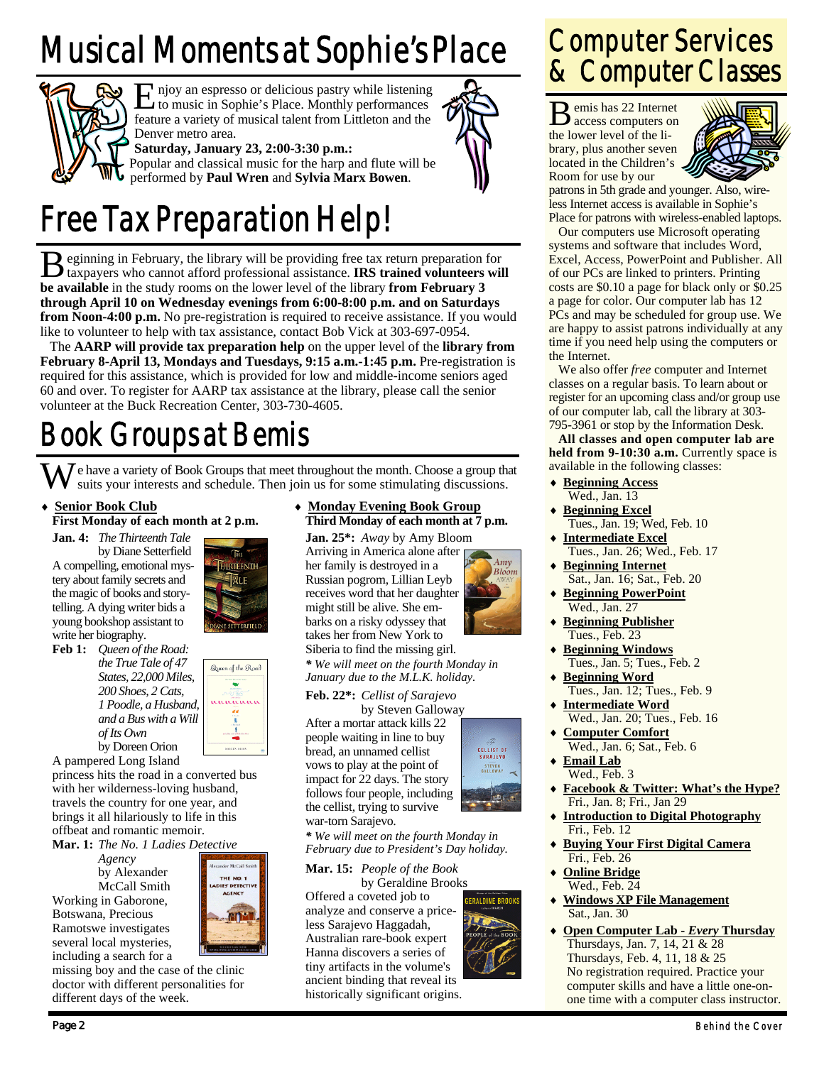# Musical Moments at Sophie's Place

Enjoy an espresso or delicious pastry while listening to music in Sophie's Place. Monthly performances feature a variety of musical talent from Littleton and the Denver metro area.

**Saturday, January 23, 2:00-3:30 p.m.:** Popular and classical music for the harp and flute will be performed by **Paul Wren** and **Sylvia Marx Bowen**.

# Free Tax Preparation Help!

Beginning in February, the library will be providing free tax return preparation for taxpayers who cannot afford professional assistance. **IRS trained volunteers will be available** in the study rooms on the lower level of the library **from February 3 through April 10 on Wednesday evenings from 6:00-8:00 p.m. and on Saturdays from Noon-4:00 p.m.** No pre-registration is required to receive assistance. If you would like to volunteer to help with tax assistance, contact Bob Vick at 303-697-0954.

The **AARP will provide tax preparation help** on the upper level of the **library from February 8-April 13, Mondays and Tuesdays, 9:15 a.m.-1:45 p.m.** Pre-registration is required for this assistance, which is provided for low and middle-income seniors aged 60 and over. To register for AARP tax assistance at the library, please call the senior volunteer at the Buck Recreation Center, 303-730-4605.

# Book Groups at Bemis

We have a variety of Book Groups that meet throughout the month. Choose a group that suits your interests and schedule. Then join us for some stimulating discussions.

- **Senior Book Club**
  **First Monday of each month at 2 p.m.**

**Jan. 4:** *The Thirteenth Tale* by Diane Setterfield
A compelling, emotional mystery about family secrets and the magic of books and storytelling. A dying writer bids a young bookshop assistant to write her biography.

**Feb 1:** *Queen of the Road: the True Tale of 47 States, 22,000 Miles, 200 Shoes, 2 Cats, 1 Poodle, a Husband, and a Bus with a Will of Its Own* by Doreen Orion
A pampered Long Island princess hits the road in a converted bus with her wilderness-loving husband, travels the country for one year, and brings it all hilariously to life in this offbeat and romantic memoir.

**Mar. 1:** *The No. 1 Ladies Detective Agency* by Alexander McCall Smith
Working in Gaborone, Botswana, Precious Ramotswe investigates several local mysteries, including a search for a missing boy and the case of the clinic doctor with different personalities for different days of the week.

- **Monday Evening Book Group**
  **Third Monday of each month at 7 p.m.**

**Jan. 25*:** *Away* by Amy Bloom
Arriving in America alone after her family is destroyed in a Russian pogrom, Lillian Leyb receives word that her daughter might still be alive. She embarks on a risky odyssey that takes her from New York to Siberia to find the missing girl.

*\* We will meet on the fourth Monday in January due to the M.L.K. holiday.*

**Feb. 22*:** *Cellist of Sarajevo* by Steven Galloway
After a mortar attack kills 22 people waiting in line to buy bread, an unnamed cellist vows to play at the point of impact for 22 days. The story follows four people, including the cellist, trying to survive war-torn Sarajevo.

*\* We will meet on the fourth Monday in February due to President's Day holiday.*

**Mar. 15:** *People of the Book* by Geraldine Brooks
Offered a coveted job to analyze and conserve a priceless Sarajevo Haggadah, Australian rare-book expert Hanna discovers a series of tiny artifacts in the volume's ancient binding that reveal its historically significant origins.

# Computer Services & Computer Classes

Bemis has 22 Internet access computers on the lower level of the library, plus another seven located in the Children's Room for use by our patrons in 5th grade and younger. Also, wireless Internet access is available in Sophie's Place for patrons with wireless-enabled laptops.

Our computers use Microsoft operating systems and software that includes Word, Excel, Access, PowerPoint and Publisher. All of our PCs are linked to printers. Printing costs are $0.10 a page for black only or $0.25 a page for color. Our computer lab has 12 PCs and may be scheduled for group use. We are happy to assist patrons individually at any time if you need help using the computers or the Internet.

We also offer *free* computer and Internet classes on a regular basis. To learn about or register for an upcoming class and/or group use of our computer lab, call the library at 303-795-3961 or stop by the Information Desk.

**All classes and open computer lab are held from 9-10:30 a.m.** Currently space is available in the following classes:

- **Beginning Access**
  Wed., Jan. 13
- **Beginning Excel**
  Tues., Jan. 19; Wed, Feb. 10
- **Intermediate Excel**
  Tues., Jan. 26; Wed., Feb. 17
- **Beginning Internet**
  Sat., Jan. 16; Sat., Feb. 20
- **Beginning PowerPoint**
  Wed., Jan. 27
- **Beginning Publisher**
  Tues., Feb. 23
- **Beginning Windows**
  Tues., Jan. 5; Tues., Feb. 2
- **Beginning Word**
  Tues., Jan. 12; Tues., Feb. 9
- **Intermediate Word**
  Wed., Jan. 20; Tues., Feb. 16
- **Computer Comfort**
  Wed., Jan. 6; Sat., Feb. 6
- **Email Lab**
  Wed., Feb. 3
- **Facebook & Twitter: What's the Hype?**
  Fri., Jan. 8; Fri., Jan 29
- **Introduction to Digital Photography**
  Fri., Feb. 12
- **Buying Your First Digital Camera**
  Fri., Feb. 26
- **Online Bridge**
  Wed., Feb. 24
- **Windows XP File Management**
  Sat., Jan. 30
- **Open Computer Lab - *Every* Thursday**
  Thursdays, Jan. 7, 14, 21 & 28
  Thursdays, Feb. 4, 11, 18 & 25
  No registration required. Practice your computer skills and have a little one-on-one time with a computer class instructor.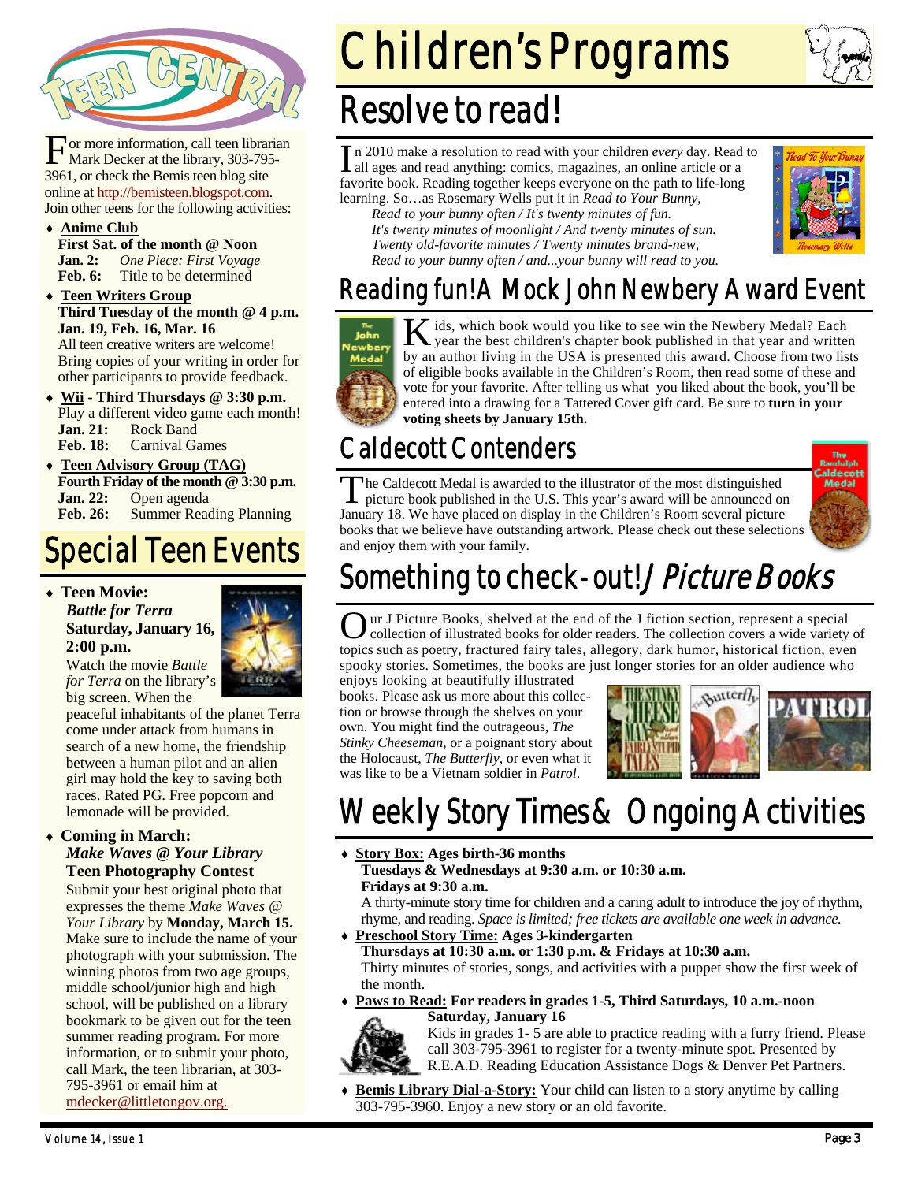# Teen Central

For more information, call teen librarian Mark Decker at the library, 303-795-3961, or check the Bemis teen blog site online at http://bemisteen.blogspot.com. Join other teens for the following activities:

- **Anime Club**
  **First Sat. of the month @ Noon**
  **Jan. 2:** *One Piece: First Voyage*
  **Feb. 6:** Title to be determined
- **Teen Writers Group**
  **Third Tuesday of the month @ 4 p.m.**
  **Jan. 19, Feb. 16, Mar. 16**
  All teen creative writers are welcome! Bring copies of your writing in order for other participants to provide feedback.
- **Wii - Third Thursdays @ 3:30 p.m.**
  Play a different video game each month!
  **Jan. 21:** Rock Band
  **Feb. 18:** Carnival Games
- **Teen Advisory Group (TAG)**
  **Fourth Friday of the month @ 3:30 p.m.**
  **Jan. 22:** Open agenda
  **Feb. 26:** Summer Reading Planning

## Special Teen Events

- **Teen Movie:** ***Battle for Terra*** **Saturday, January 16, 2:00 p.m.**
  Watch the movie *Battle for Terra* on the library's big screen. When the peaceful inhabitants of the planet Terra come under attack from humans in search of a new home, the friendship between a human pilot and an alien girl may hold the key to saving both races. Rated PG. Free popcorn and lemonade will be provided.
- **Coming in March:** ***Make Waves @ Your Library*** **Teen Photography Contest**
  Submit your best original photo that expresses the theme *Make Waves @ Your Library* by **Monday, March 15.** Make sure to include the name of your photograph with your submission. The winning photos from two age groups, middle school/junior high and high school, will be published on a library bookmark to be given out for the teen summer reading program. For more information, or to submit your photo, call Mark, the teen librarian, at 303-795-3961 or email him at mdecker@littletongov.org.

# Children's Programs

## Resolve to read!

In 2010 make a resolution to read with your children *every* day. Read to all ages and read anything: comics, magazines, an online article or a favorite book. Reading together keeps everyone on the path to life-long learning. So…as Rosemary Wells put it in *Read to Your Bunny,*

*Read to your bunny often / It's twenty minutes of fun.*
*It's twenty minutes of moonlight / And twenty minutes of sun.*
*Twenty old-favorite minutes / Twenty minutes brand-new,*
*Read to your bunny often / and...your bunny will read to you.*

## Reading fun! A Mock John Newbery Award Event

Kids, which book would you like to see win the Newbery Medal? Each year the best children's chapter book published in that year and written by an author living in the USA is presented this award. Choose from two lists of eligible books available in the Children's Room, then read some of these and vote for your favorite. After telling us what you liked about the book, you'll be entered into a drawing for a Tattered Cover gift card. Be sure to **turn in your voting sheets by January 15th.**

## Caldecott Contenders

The Caldecott Medal is awarded to the illustrator of the most distinguished picture book published in the U.S. This year's award will be announced on January 18. We have placed on display in the Children's Room several picture books that we believe have outstanding artwork. Please check out these selections and enjoy them with your family.

## Something to check-out! *J Picture Books*

Our J Picture Books, shelved at the end of the J fiction section, represent a special collection of illustrated books for older readers. The collection covers a wide variety of topics such as poetry, fractured fairy tales, allegory, dark humor, historical fiction, even spooky stories. Sometimes, the books are just longer stories for an older audience who enjoys looking at beautifully illustrated books. Please ask us more about this collection or browse through the shelves on your own. You might find the outrageous, *The Stinky Cheeseman*, or a poignant story about the Holocaust, *The Butterfly*, or even what it was like to be a Vietnam soldier in *Patrol*.

## Weekly Story Times & Ongoing Activities

- **Story Box: Ages birth-36 months**
  **Tuesdays & Wednesdays at 9:30 a.m. or 10:30 a.m.**
  **Fridays at 9:30 a.m.**
  A thirty-minute story time for children and a caring adult to introduce the joy of rhythm, rhyme, and reading. *Space is limited; free tickets are available one week in advance.*
- **Preschool Story Time: Ages 3-kindergarten**
  **Thursdays at 10:30 a.m. or 1:30 p.m. & Fridays at 10:30 a.m.**
  Thirty minutes of stories, songs, and activities with a puppet show the first week of the month.
- **Paws to Read: For readers in grades 1-5, Third Saturdays, 10 a.m.-noon**
  **Saturday, January 16**
  Kids in grades 1- 5 are able to practice reading with a furry friend. Please call 303-795-3961 to register for a twenty-minute spot. Presented by R.E.A.D. Reading Education Assistance Dogs & Denver Pet Partners.
- **Bemis Library Dial-a-Story:** Your child can listen to a story anytime by calling 303-795-3960. Enjoy a new story or an old favorite.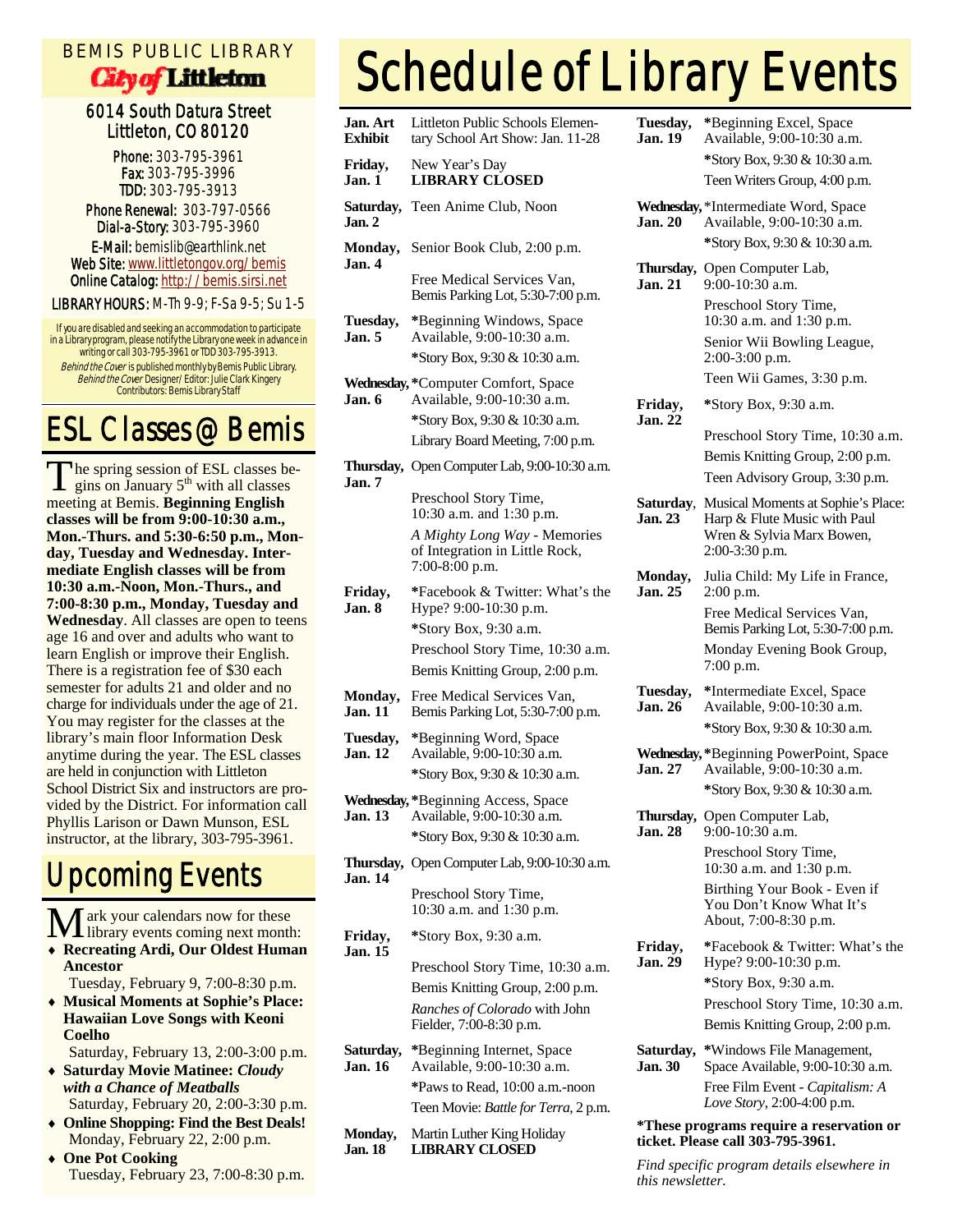BEMIS PUBLIC LIBRARY

**City of Littleton**

6014 South Datura Street
Littleton, CO 80120

Phone: 303-795-3961
Fax: 303-795-3996
TDD: 303-795-3913
Phone Renewal: 303-797-0566
Dial-a-Story: 303-795-3960
E-Mail: bemislib@earthlink.net
Web Site: www.littletongov.org/bemis
Online Catalog: http://bemis.sirsi.net

LIBRARY HOURS: M-Th 9-9; F-Sa 9-5; Su 1-5

If you are disabled and seeking an accommodation to participate in a Library program, please notify the Library one week in advance in writing or call 303-795-3961 or TDD 303-795-3913.
*Behind the Cover* is published monthly by Bemis Public Library.
*Behind the Cover* Designer/Editor: Julie Clark Kingery
Contributors: Bemis Library Staff

## ESL Classes @ Bemis

The spring session of ESL classes begins on January 5th with all classes meeting at Bemis. **Beginning English classes will be from 9:00-10:30 a.m., Mon.-Thurs. and 5:30-6:50 p.m., Monday, Tuesday and Wednesday. Intermediate English classes will be from 10:30 a.m.-Noon, Mon.-Thurs., and 7:00-8:30 p.m., Monday, Tuesday and Wednesday**. All classes are open to teens age 16 and over and adults who want to learn English or improve their English. There is a registration fee of $30 each semester for adults 21 and older and no charge for individuals under the age of 21. You may register for the classes at the library's main floor Information Desk anytime during the year. The ESL classes are held in conjunction with Littleton School District Six and instructors are provided by the District. For information call Phyllis Larison or Dawn Munson, ESL instructor, at the library, 303-795-3961.

## Upcoming Events

Mark your calendars now for these library events coming next month:

- **Recreating Ardi, Our Oldest Human Ancestor**
  Tuesday, February 9, 7:00-8:30 p.m.
- **Musical Moments at Sophie's Place: Hawaiian Love Songs with Keoni Coelho**
  Saturday, February 13, 2:00-3:00 p.m.
- **Saturday Movie Matinee: *Cloudy with a Chance of Meatballs***
  Saturday, February 20, 2:00-3:30 p.m.
- **Online Shopping: Find the Best Deals!**
  Monday, February 22, 2:00 p.m.
- **One Pot Cooking**
  Tuesday, February 23, 7:00-8:30 p.m.

# Schedule of Library Events

**Jan. Art Exhibit** — Littleton Public Schools Elementary School Art Show: Jan. 11-28

**Friday, Jan. 1**
- New Year's Day **LIBRARY CLOSED**

**Saturday, Jan. 2**
- Teen Anime Club, Noon

**Monday, Jan. 4**
- Senior Book Club, 2:00 p.m.
- Free Medical Services Van, Bemis Parking Lot, 5:30-7:00 p.m.

**Tuesday, Jan. 5**
- *Beginning Windows, Space Available, 9:00-10:30 a.m.
- *Story Box, 9:30 & 10:30 a.m.

**Wednesday, Jan. 6**
- *Computer Comfort, Space Available, 9:00-10:30 a.m.
- *Story Box, 9:30 & 10:30 a.m.
- Library Board Meeting, 7:00 p.m.

**Thursday, Jan. 7**
- Open Computer Lab, 9:00-10:30 a.m.
- Preschool Story Time, 10:30 a.m. and 1:30 p.m.
- *A Mighty Long Way* - Memories of Integration in Little Rock, 7:00-8:00 p.m.

**Friday, Jan. 8**
- *Facebook & Twitter: What's the Hype? 9:00-10:30 p.m.
- *Story Box, 9:30 a.m.
- Preschool Story Time, 10:30 a.m.
- Bemis Knitting Group, 2:00 p.m.

**Monday, Jan. 11**
- Free Medical Services Van, Bemis Parking Lot, 5:30-7:00 p.m.

**Tuesday, Jan. 12**
- *Beginning Word, Space Available, 9:00-10:30 a.m.
- *Story Box, 9:30 & 10:30 a.m.

**Wednesday, Jan. 13**
- *Beginning Access, Space Available, 9:00-10:30 a.m.
- *Story Box, 9:30 & 10:30 a.m.

**Thursday, Jan. 14**
- Open Computer Lab, 9:00-10:30 a.m.
- Preschool Story Time, 10:30 a.m. and 1:30 p.m.

**Friday, Jan. 15**
- *Story Box, 9:30 a.m.
- Preschool Story Time, 10:30 a.m.
- Bemis Knitting Group, 2:00 p.m.
- *Ranches of Colorado* with John Fielder, 7:00-8:30 p.m.

**Saturday, Jan. 16**
- *Beginning Internet, Space Available, 9:00-10:30 a.m.
- *Paws to Read, 10:00 a.m.-noon
- Teen Movie: *Battle for Terra,* 2 p.m.

**Monday, Jan. 18**
- Martin Luther King Holiday **LIBRARY CLOSED**

**Tuesday, Jan. 19**
- *Beginning Excel, Space Available, 9:00-10:30 a.m.
- *Story Box, 9:30 & 10:30 a.m.
- Teen Writers Group, 4:00 p.m.

**Wednesday, Jan. 20**
- *Intermediate Word, Space Available, 9:00-10:30 a.m.
- *Story Box, 9:30 & 10:30 a.m.

**Thursday, Jan. 21**
- Open Computer Lab, 9:00-10:30 a.m.
- Preschool Story Time, 10:30 a.m. and 1:30 p.m.
- Senior Wii Bowling League, 2:00-3:00 p.m.
- Teen Wii Games, 3:30 p.m.

**Friday, Jan. 22**
- *Story Box, 9:30 a.m.
- Preschool Story Time, 10:30 a.m.
- Bemis Knitting Group, 2:00 p.m.
- Teen Advisory Group, 3:30 p.m.

**Saturday, Jan. 23**
- Musical Moments at Sophie's Place: Harp & Flute Music with Paul Wren & Sylvia Marx Bowen, 2:00-3:30 p.m.

**Monday, Jan. 25**
- Julia Child: My Life in France, 2:00 p.m.
- Free Medical Services Van, Bemis Parking Lot, 5:30-7:00 p.m.
- Monday Evening Book Group, 7:00 p.m.

**Tuesday, Jan. 26**
- *Intermediate Excel, Space Available, 9:00-10:30 a.m.
- *Story Box, 9:30 & 10:30 a.m.

**Wednesday, Jan. 27**
- *Beginning PowerPoint, Space Available, 9:00-10:30 a.m.
- *Story Box, 9:30 & 10:30 a.m.

**Thursday, Jan. 28**
- Open Computer Lab, 9:00-10:30 a.m.
- Preschool Story Time, 10:30 a.m. and 1:30 p.m.
- Birthing Your Book - Even if You Don't Know What It's About, 7:00-8:30 p.m.

**Friday, Jan. 29**
- *Facebook & Twitter: What's the Hype? 9:00-10:30 p.m.
- *Story Box, 9:30 a.m.
- Preschool Story Time, 10:30 a.m.
- Bemis Knitting Group, 2:00 p.m.

**Saturday, Jan. 30**
- *Windows File Management, Space Available, 9:00-10:30 a.m.
- Free Film Event - *Capitalism: A Love Story,* 2:00-4:00 p.m.

**\*These programs require a reservation or ticket. Please call 303-795-3961.**

*Find specific program details elsewhere in this newsletter.*